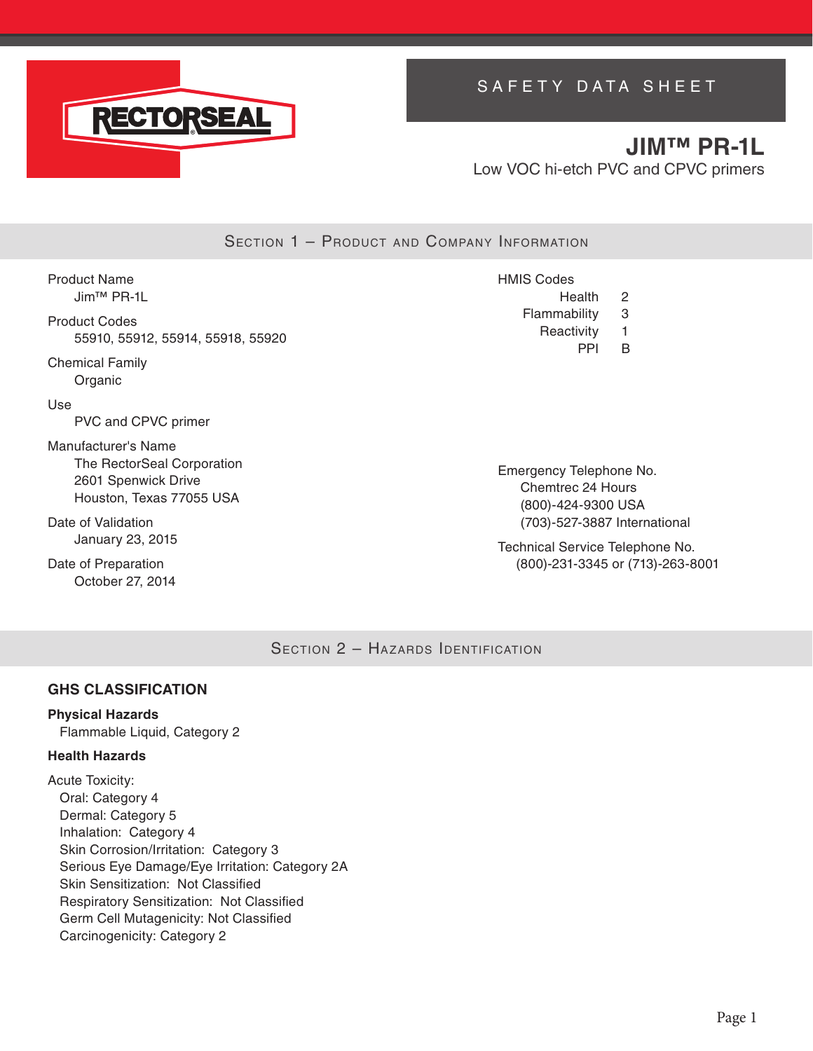RECTORSEAL

# SAFETY DATA SHEET

## JIM™ PR-1L

Low VOC hi-etch PVC and CPVC primers

## Section 1 – Product and Company Information

**Product Name**
Jim™ PR-1L

**Product Codes**
55910, 55912, 55914, 55918, 55920

**Chemical Family**
Organic

**Use**
PVC and CPVC primer

**Manufacturer's Name**
The RectorSeal Corporation
2601 Spenwick Drive
Houston, Texas 77055 USA

**Date of Validation**
January 23, 2015

**Date of Preparation**
October 27, 2014

**HMIS Codes**

| | |
|---|---|
| Health | 2 |
| Flammability | 3 |
| Reactivity | 1 |
| PPI | B |

**Emergency Telephone No.**
Chemtrec 24 Hours
(800)-424-9300 USA
(703)-527-3887 International

**Technical Service Telephone No.**
(800)-231-3345 or (713)-263-8001

## Section 2 – Hazards Identification

### GHS CLASSIFICATION

**Physical Hazards**
Flammable Liquid, Category 2

**Health Hazards**

Acute Toxicity:
- Oral: Category 4
- Dermal: Category 5
- Inhalation: Category 4
- Skin Corrosion/Irritation: Category 3
- Serious Eye Damage/Eye Irritation: Category 2A
- Skin Sensitization: Not Classified
- Respiratory Sensitization: Not Classified
- Germ Cell Mutagenicity: Not Classified
- Carcinogenicity: Category 2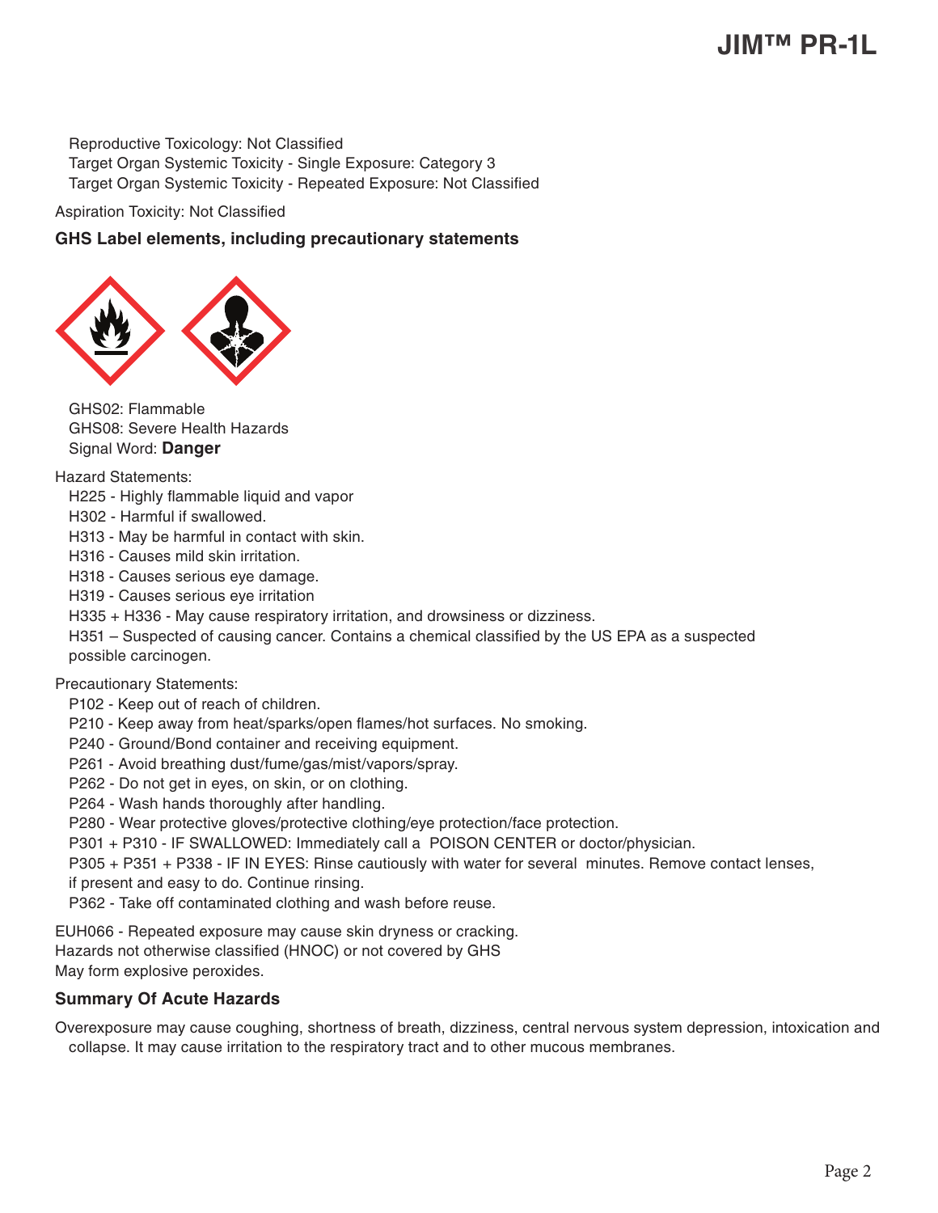Reproductive Toxicology: Not Classified
Target Organ Systemic Toxicity - Single Exposure: Category 3
Target Organ Systemic Toxicity - Repeated Exposure: Not Classified

Aspiration Toxicity: Not Classified

### GHS Label elements, including precautionary statements

GHS02: Flammable
GHS08: Severe Health Hazards
Signal Word: **Danger**

Hazard Statements:

- H225 - Highly flammable liquid and vapor
- H302 - Harmful if swallowed.
- H313 - May be harmful in contact with skin.
- H316 - Causes mild skin irritation.
- H318 - Causes serious eye damage.
- H319 - Causes serious eye irritation
- H335 + H336 - May cause respiratory irritation, and drowsiness or dizziness.
- H351 – Suspected of causing cancer. Contains a chemical classified by the US EPA as a suspected possible carcinogen.

Precautionary Statements:

- P102 - Keep out of reach of children.
- P210 - Keep away from heat/sparks/open flames/hot surfaces. No smoking.
- P240 - Ground/Bond container and receiving equipment.
- P261 - Avoid breathing dust/fume/gas/mist/vapors/spray.
- P262 - Do not get in eyes, on skin, or on clothing.
- P264 - Wash hands thoroughly after handling.
- P280 - Wear protective gloves/protective clothing/eye protection/face protection.
- P301 + P310 - IF SWALLOWED: Immediately call a POISON CENTER or doctor/physician.
- P305 + P351 + P338 - IF IN EYES: Rinse cautiously with water for several minutes. Remove contact lenses, if present and easy to do. Continue rinsing.
- P362 - Take off contaminated clothing and wash before reuse.

EUH066 - Repeated exposure may cause skin dryness or cracking.
Hazards not otherwise classified (HNOC) or not covered by GHS
May form explosive peroxides.

### Summary Of Acute Hazards

Overexposure may cause coughing, shortness of breath, dizziness, central nervous system depression, intoxication and collapse. It may cause irritation to the respiratory tract and to other mucous membranes.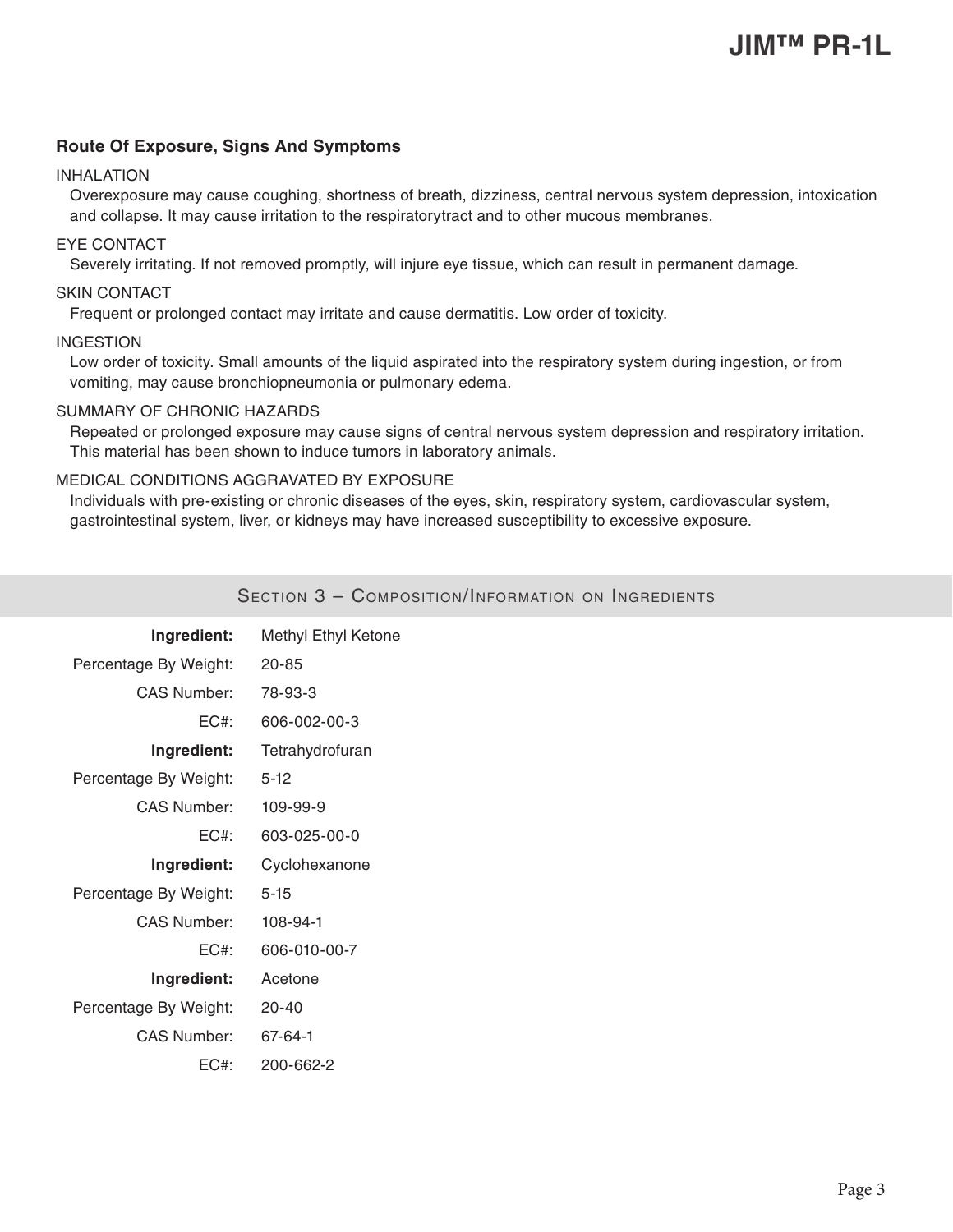### Route Of Exposure, Signs And Symptoms

INHALATION

Overexposure may cause coughing, shortness of breath, dizziness, central nervous system depression, intoxication and collapse. It may cause irritation to the respiratorytract and to other mucous membranes.

EYE CONTACT

Severely irritating. If not removed promptly, will injure eye tissue, which can result in permanent damage.

SKIN CONTACT

Frequent or prolonged contact may irritate and cause dermatitis. Low order of toxicity.

INGESTION

Low order of toxicity. Small amounts of the liquid aspirated into the respiratory system during ingestion, or from vomiting, may cause bronchiopneumonia or pulmonary edema.

SUMMARY OF CHRONIC HAZARDS

Repeated or prolonged exposure may cause signs of central nervous system depression and respiratory irritation. This material has been shown to induce tumors in laboratory animals.

MEDICAL CONDITIONS AGGRAVATED BY EXPOSURE

Individuals with pre-existing or chronic diseases of the eyes, skin, respiratory system, cardiovascular system, gastrointestinal system, liver, or kidneys may have increased susceptibility to excessive exposure.

## Section 3 – Composition/Information on Ingredients

**Ingredient:** Methyl Ethyl Ketone
Percentage By Weight: 20-85
CAS Number: 78-93-3
EC#: 606-002-00-3

**Ingredient:** Tetrahydrofuran
Percentage By Weight: 5-12
CAS Number: 109-99-9
EC#: 603-025-00-0

**Ingredient:** Cyclohexanone
Percentage By Weight: 5-15
CAS Number: 108-94-1
EC#: 606-010-00-7

**Ingredient:** Acetone
Percentage By Weight: 20-40
CAS Number: 67-64-1
EC#: 200-662-2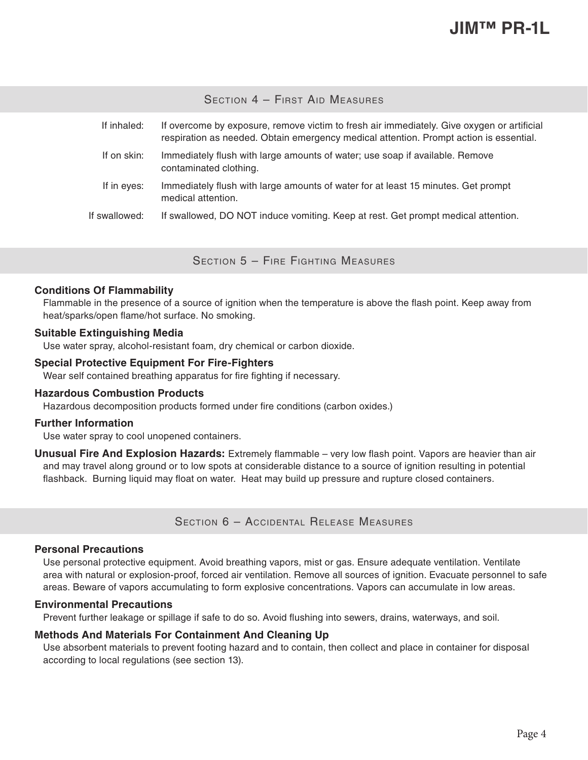## Section 4 – First Aid Measures

| | |
|---|---|
| If inhaled: | If overcome by exposure, remove victim to fresh air immediately. Give oxygen or artificial respiration as needed. Obtain emergency medical attention. Prompt action is essential. |
| If on skin: | Immediately flush with large amounts of water; use soap if available. Remove contaminated clothing. |
| If in eyes: | Immediately flush with large amounts of water for at least 15 minutes. Get prompt medical attention. |
| If swallowed: | If swallowed, DO NOT induce vomiting. Keep at rest. Get prompt medical attention. |

## Section 5 – Fire Fighting Measures

**Conditions Of Flammability**

Flammable in the presence of a source of ignition when the temperature is above the flash point. Keep away from heat/sparks/open flame/hot surface. No smoking.

**Suitable Extinguishing Media**

Use water spray, alcohol-resistant foam, dry chemical or carbon dioxide.

**Special Protective Equipment For Fire-Fighters**

Wear self contained breathing apparatus for fire fighting if necessary.

**Hazardous Combustion Products**

Hazardous decomposition products formed under fire conditions (carbon oxides.)

**Further Information**

Use water spray to cool unopened containers.

**Unusual Fire And Explosion Hazards:** Extremely flammable – very low flash point. Vapors are heavier than air and may travel along ground or to low spots at considerable distance to a source of ignition resulting in potential flashback. Burning liquid may float on water. Heat may build up pressure and rupture closed containers.

## Section 6 – Accidental Release Measures

**Personal Precautions**

Use personal protective equipment. Avoid breathing vapors, mist or gas. Ensure adequate ventilation. Ventilate area with natural or explosion-proof, forced air ventilation. Remove all sources of ignition. Evacuate personnel to safe areas. Beware of vapors accumulating to form explosive concentrations. Vapors can accumulate in low areas.

**Environmental Precautions**

Prevent further leakage or spillage if safe to do so. Avoid flushing into sewers, drains, waterways, and soil.

**Methods And Materials For Containment And Cleaning Up**

Use absorbent materials to prevent footing hazard and to contain, then collect and place in container for disposal according to local regulations (see section 13).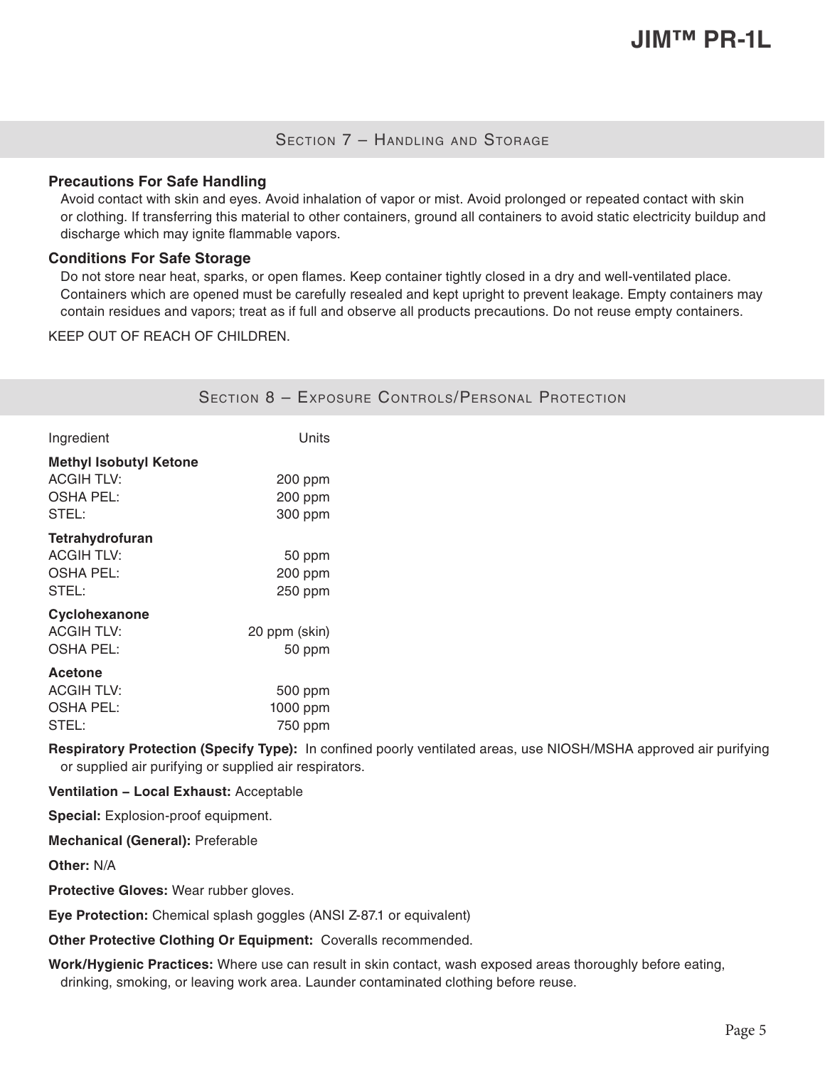## Section 7 – Handling and Storage

**Precautions For Safe Handling**

Avoid contact with skin and eyes. Avoid inhalation of vapor or mist. Avoid prolonged or repeated contact with skin or clothing. If transferring this material to other containers, ground all containers to avoid static electricity buildup and discharge which may ignite flammable vapors.

**Conditions For Safe Storage**

Do not store near heat, sparks, or open flames. Keep container tightly closed in a dry and well-ventilated place. Containers which are opened must be carefully resealed and kept upright to prevent leakage. Empty containers may contain residues and vapors; treat as if full and observe all products precautions. Do not reuse empty containers.

KEEP OUT OF REACH OF CHILDREN.

## Section 8 – Exposure Controls/Personal Protection

| Ingredient | Units |
| --- | --- |
| **Methyl Isobutyl Ketone** | |
| ACGIH TLV: | 200 ppm |
| OSHA PEL: | 200 ppm |
| STEL: | 300 ppm |
| **Tetrahydrofuran** | |
| ACGIH TLV: | 50 ppm |
| OSHA PEL: | 200 ppm |
| STEL: | 250 ppm |
| **Cyclohexanone** | |
| ACGIH TLV: | 20 ppm (skin) |
| OSHA PEL: | 50 ppm |
| **Acetone** | |
| ACGIH TLV: | 500 ppm |
| OSHA PEL: | 1000 ppm |
| STEL: | 750 ppm |

**Respiratory Protection (Specify Type):** In confined poorly ventilated areas, use NIOSH/MSHA approved air purifying or supplied air purifying or supplied air respirators.

**Ventilation – Local Exhaust:** Acceptable

**Special:** Explosion-proof equipment.

**Mechanical (General):** Preferable

**Other:** N/A

**Protective Gloves:** Wear rubber gloves.

**Eye Protection:** Chemical splash goggles (ANSI Z-87.1 or equivalent)

**Other Protective Clothing Or Equipment:** Coveralls recommended.

**Work/Hygienic Practices:** Where use can result in skin contact, wash exposed areas thoroughly before eating, drinking, smoking, or leaving work area. Launder contaminated clothing before reuse.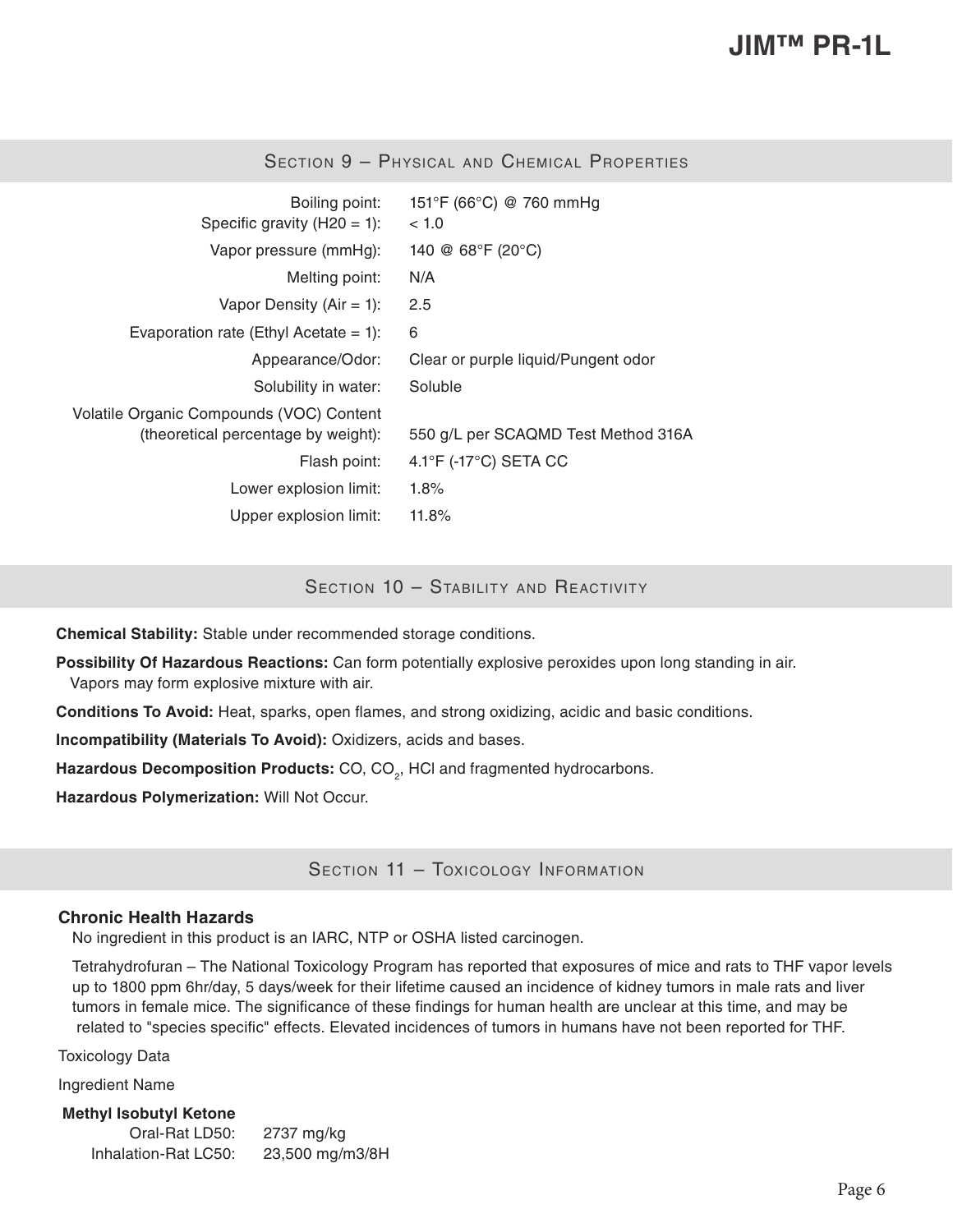## Section 9 – Physical and Chemical Properties

| Property | Value |
|---|---|
| Boiling point: | 151°F (66°C) @ 760 mmHg |
| Specific gravity (H20 = 1): | < 1.0 |
| Vapor pressure (mmHg): | 140 @ 68°F (20°C) |
| Melting point: | N/A |
| Vapor Density (Air = 1): | 2.5 |
| Evaporation rate (Ethyl Acetate = 1): | 6 |
| Appearance/Odor: | Clear or purple liquid/Pungent odor |
| Solubility in water: | Soluble |
| Volatile Organic Compounds (VOC) Content (theoretical percentage by weight): | 550 g/L per SCAQMD Test Method 316A |
| Flash point: | 4.1°F (-17°C) SETA CC |
| Lower explosion limit: | 1.8% |
| Upper explosion limit: | 11.8% |

## Section 10 – Stability and Reactivity

**Chemical Stability:** Stable under recommended storage conditions.

**Possibility Of Hazardous Reactions:** Can form potentially explosive peroxides upon long standing in air. Vapors may form explosive mixture with air.

**Conditions To Avoid:** Heat, sparks, open flames, and strong oxidizing, acidic and basic conditions.

**Incompatibility (Materials To Avoid):** Oxidizers, acids and bases.

**Hazardous Decomposition Products:** CO, $CO_2$, HCl and fragmented hydrocarbons.

**Hazardous Polymerization:** Will Not Occur.

## Section 11 – Toxicology Information

### Chronic Health Hazards

No ingredient in this product is an IARC, NTP or OSHA listed carcinogen.

Tetrahydrofuran – The National Toxicology Program has reported that exposures of mice and rats to THF vapor levels up to 1800 ppm 6hr/day, 5 days/week for their lifetime caused an incidence of kidney tumors in male rats and liver tumors in female mice. The significance of these findings for human health are unclear at this time, and may be related to "species specific" effects. Elevated incidences of tumors in humans have not been reported for THF.

Toxicology Data

Ingredient Name

**Methyl Isobutyl Ketone**

| | |
|---|---|
| Oral-Rat LD50: | 2737 mg/kg |
| Inhalation-Rat LC50: | 23,500 mg/m3/8H |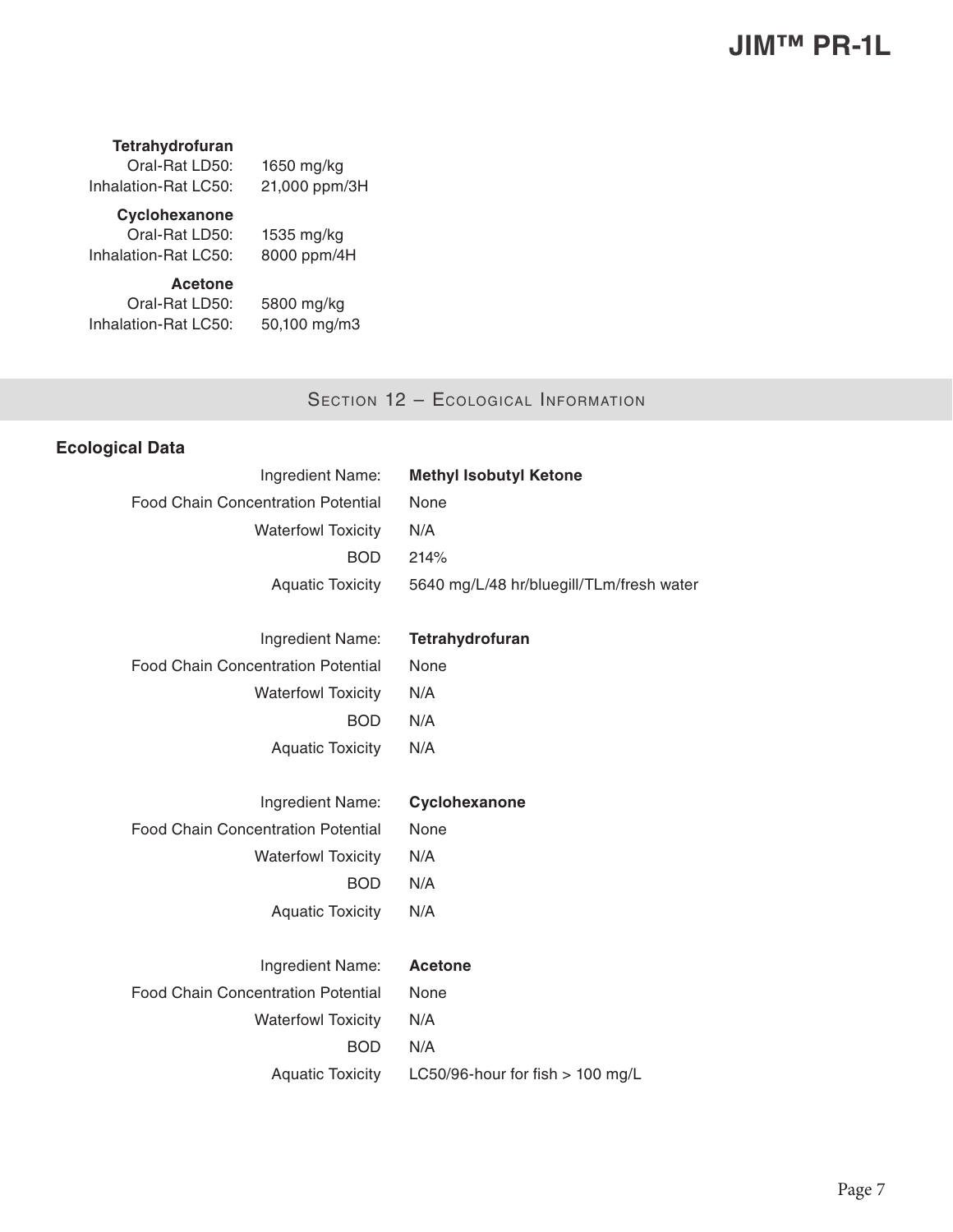**Tetrahydrofuran**

| | |
|---|---|
| Oral-Rat LD50: | 1650 mg/kg |
| Inhalation-Rat LC50: | 21,000 ppm/3H |

**Cyclohexanone**

| | |
|---|---|
| Oral-Rat LD50: | 1535 mg/kg |
| Inhalation-Rat LC50: | 8000 ppm/4H |

**Acetone**

| | |
|---|---|
| Oral-Rat LD50: | 5800 mg/kg |
| Inhalation-Rat LC50: | 50,100 mg/m3 |

## Section 12 – Ecological Information

### Ecological Data

| | |
|---|---|
| Ingredient Name: | **Methyl Isobutyl Ketone** |
| Food Chain Concentration Potential | None |
| Waterfowl Toxicity | N/A |
| BOD | 214% |
| Aquatic Toxicity | 5640 mg/L/48 hr/bluegill/TLm/fresh water |

| | |
|---|---|
| Ingredient Name: | **Tetrahydrofuran** |
| Food Chain Concentration Potential | None |
| Waterfowl Toxicity | N/A |
| BOD | N/A |
| Aquatic Toxicity | N/A |

| | |
|---|---|
| Ingredient Name: | **Cyclohexanone** |
| Food Chain Concentration Potential | None |
| Waterfowl Toxicity | N/A |
| BOD | N/A |
| Aquatic Toxicity | N/A |

| | |
|---|---|
| Ingredient Name: | **Acetone** |
| Food Chain Concentration Potential | None |
| Waterfowl Toxicity | N/A |
| BOD | N/A |
| Aquatic Toxicity | LC50/96-hour for fish > 100 mg/L |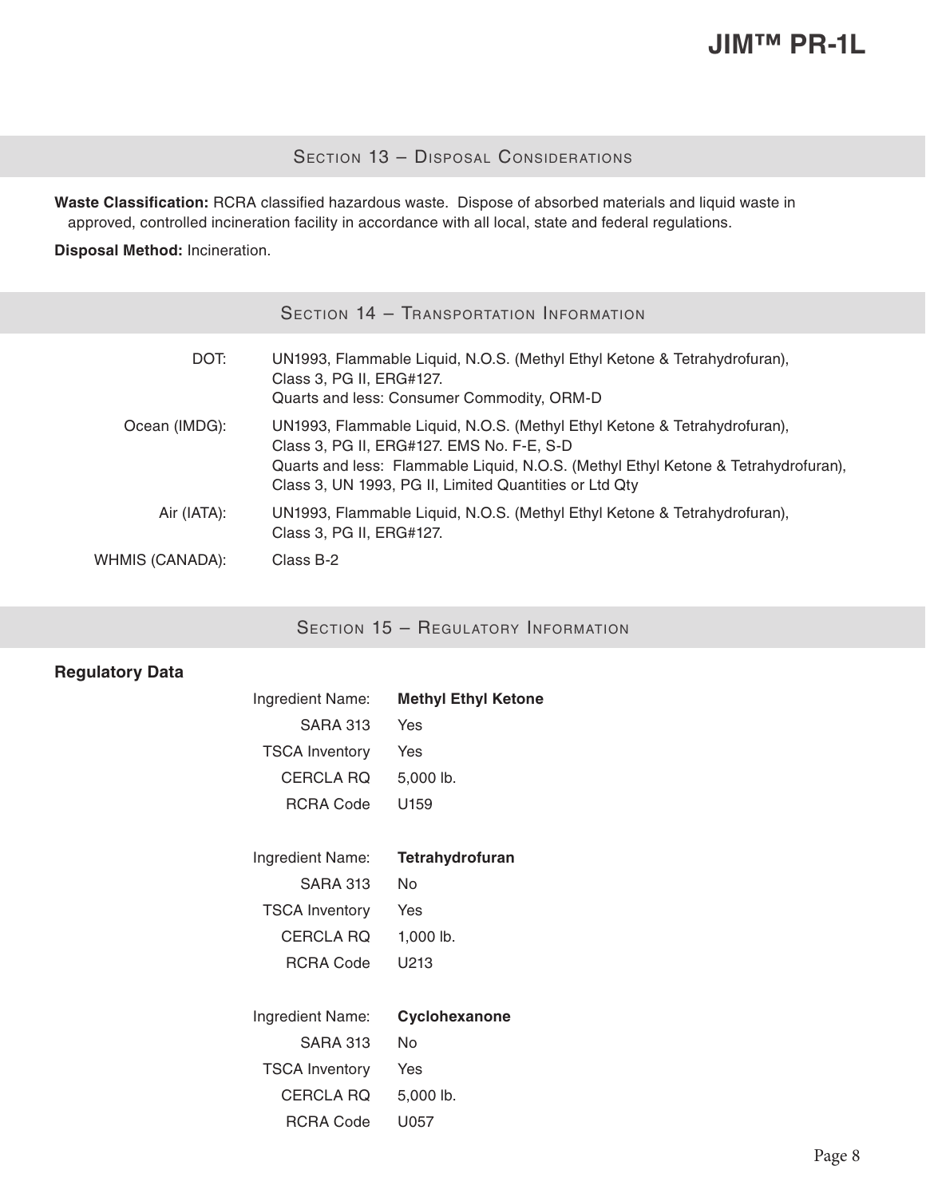## Section 13 – Disposal Considerations

**Waste Classification:** RCRA classified hazardous waste. Dispose of absorbed materials and liquid waste in approved, controlled incineration facility in accordance with all local, state and federal regulations.

**Disposal Method:** Incineration.

## Section 14 – Transportation Information

| | |
|---|---|
| DOT: | UN1993, Flammable Liquid, N.O.S. (Methyl Ethyl Ketone & Tetrahydrofuran), Class 3, PG II, ERG#127. Quarts and less: Consumer Commodity, ORM-D |
| Ocean (IMDG): | UN1993, Flammable Liquid, N.O.S. (Methyl Ethyl Ketone & Tetrahydrofuran), Class 3, PG II, ERG#127. EMS No. F-E, S-D Quarts and less: Flammable Liquid, N.O.S. (Methyl Ethyl Ketone & Tetrahydrofuran), Class 3, UN 1993, PG II, Limited Quantities or Ltd Qty |
| Air (IATA): | UN1993, Flammable Liquid, N.O.S. (Methyl Ethyl Ketone & Tetrahydrofuran), Class 3, PG II, ERG#127. |
| WHMIS (CANADA): | Class B-2 |

## Section 15 – Regulatory Information

**Regulatory Data**

| | |
|---|---|
| Ingredient Name: | **Methyl Ethyl Ketone** |
| SARA 313 | Yes |
| TSCA Inventory | Yes |
| CERCLA RQ | 5,000 lb. |
| RCRA Code | U159 |

| | |
|---|---|
| Ingredient Name: | **Tetrahydrofuran** |
| SARA 313 | No |
| TSCA Inventory | Yes |
| CERCLA RQ | 1,000 lb. |
| RCRA Code | U213 |

| | |
|---|---|
| Ingredient Name: | **Cyclohexanone** |
| SARA 313 | No |
| TSCA Inventory | Yes |
| CERCLA RQ | 5,000 lb. |
| RCRA Code | U057 |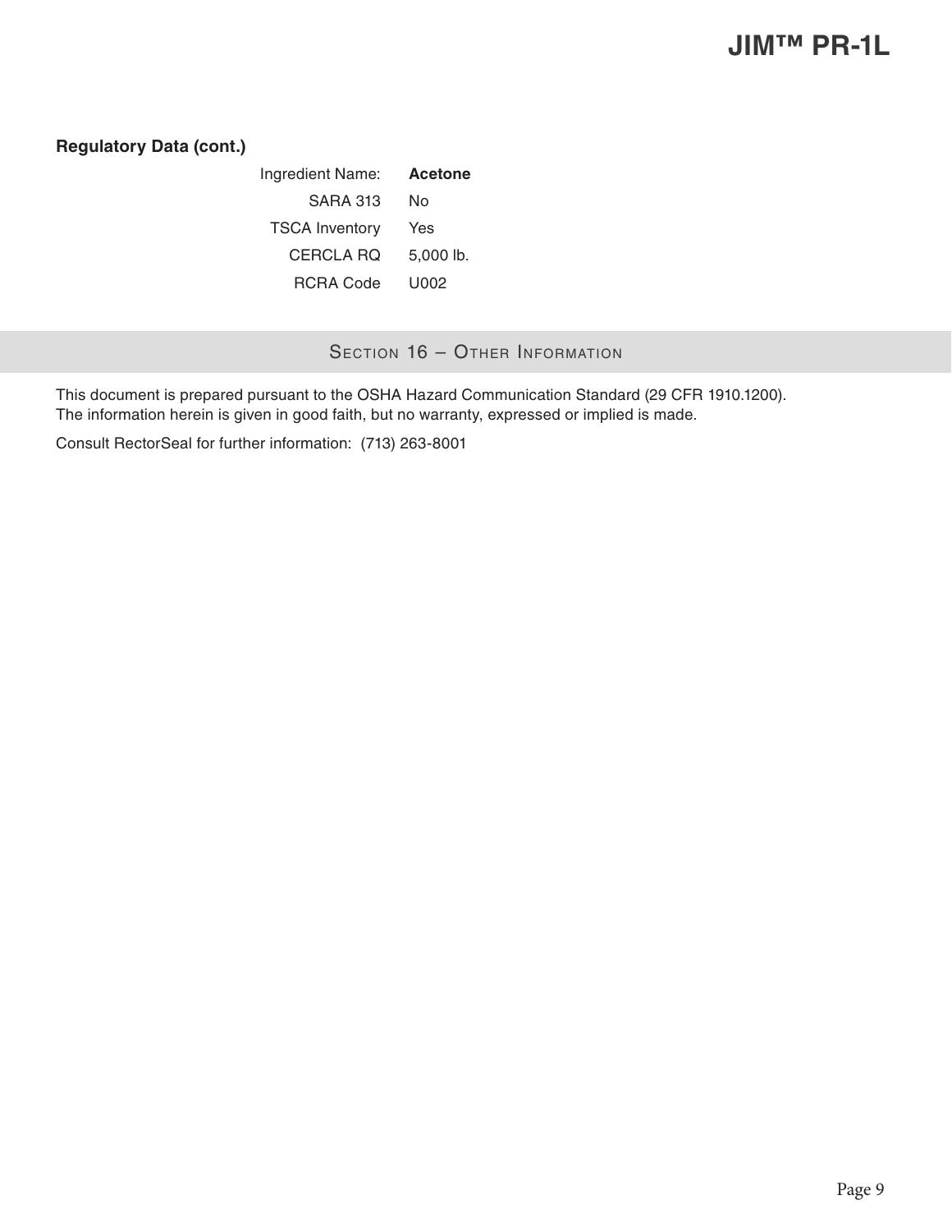**Regulatory Data (cont.)**

| | |
|---|---|
| Ingredient Name: | **Acetone** |
| SARA 313 | No |
| TSCA Inventory | Yes |
| CERCLA RQ | 5,000 lb. |
| RCRA Code | U002 |

## Section 16 – Other Information

This document is prepared pursuant to the OSHA Hazard Communication Standard (29 CFR 1910.1200).
The information herein is given in good faith, but no warranty, expressed or implied is made.

Consult RectorSeal for further information: (713) 263-8001